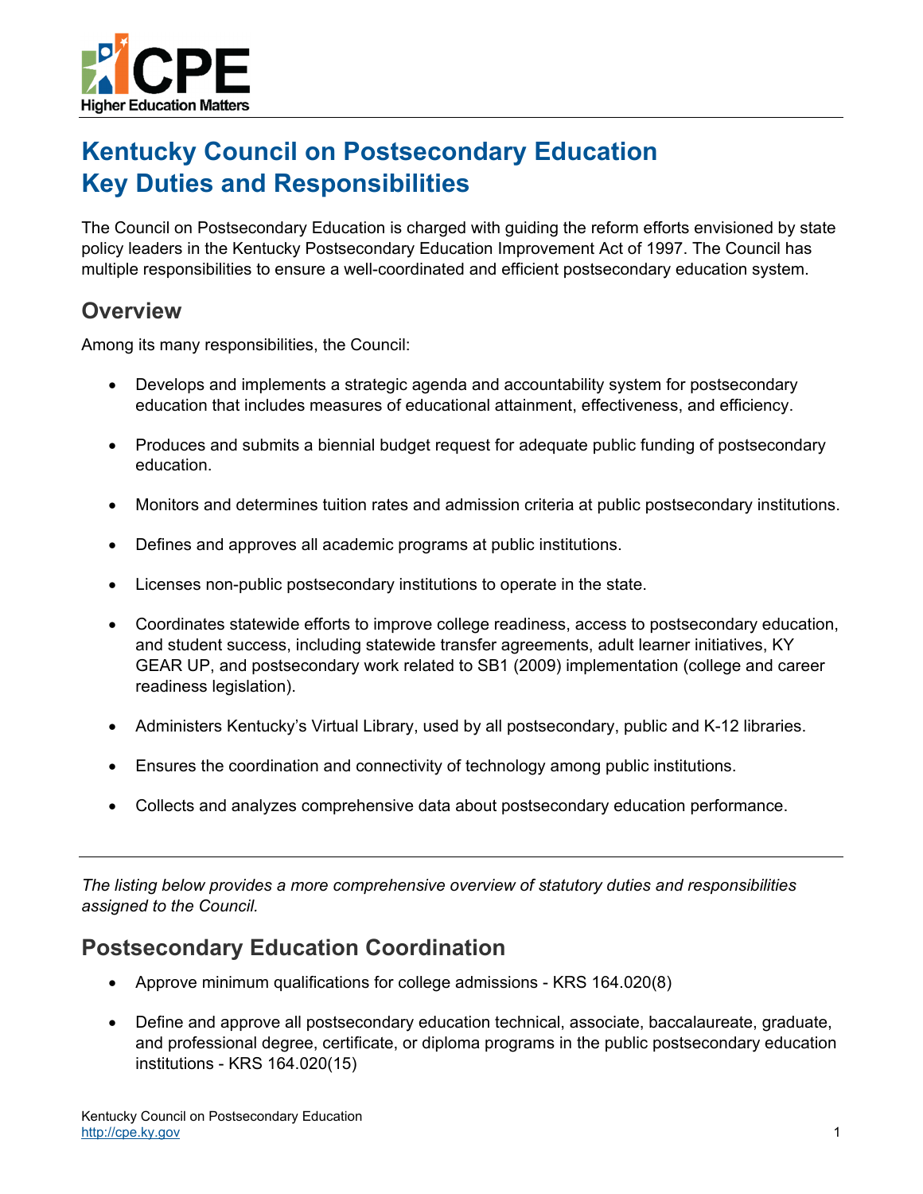# Kentucky Council on Postsecondary Education Key Duties and Responsibilities

The Council on Postsecondary Education is charged with guiding the reform efforts envisioned by state policy leaders in the Kentucky Postsecondary Education Improvement Act of 1997. The Council has multiple responsibilities to ensure a well-coordinated and efficient postsecondary education system.

## Overview

Among its many responsibilities, the Council:

- Develops and implements a strategic agenda and accountability system for postsecondary education that includes measures of educational attainment, effectiveness, and efficiency.
- Produces and submits a biennial budget request for adequate public funding of postsecondary education.
- Monitors and determines tuition rates and admission criteria at public postsecondary institutions.
- Defines and approves all academic programs at public institutions.
- Licenses non-public postsecondary institutions to operate in the state.
- Coordinates statewide efforts to improve college readiness, access to postsecondary education, and student success, including statewide transfer agreements, adult learner initiatives, KY GEAR UP, and postsecondary work related to SB1 (2009) implementation (college and career readiness legislation).
- Administers Kentucky's Virtual Library, used by all postsecondary, public and K-12 libraries.
- Ensures the coordination and connectivity of technology among public institutions.
- Collects and analyzes comprehensive data about postsecondary education performance.

---

*The listing below provides a more comprehensive overview of statutory duties and responsibilities assigned to the Council.*

## Postsecondary Education Coordination

- Approve minimum qualifications for college admissions - KRS 164.020(8)
- Define and approve all postsecondary education technical, associate, baccalaureate, graduate, and professional degree, certificate, or diploma programs in the public postsecondary education institutions - KRS 164.020(15)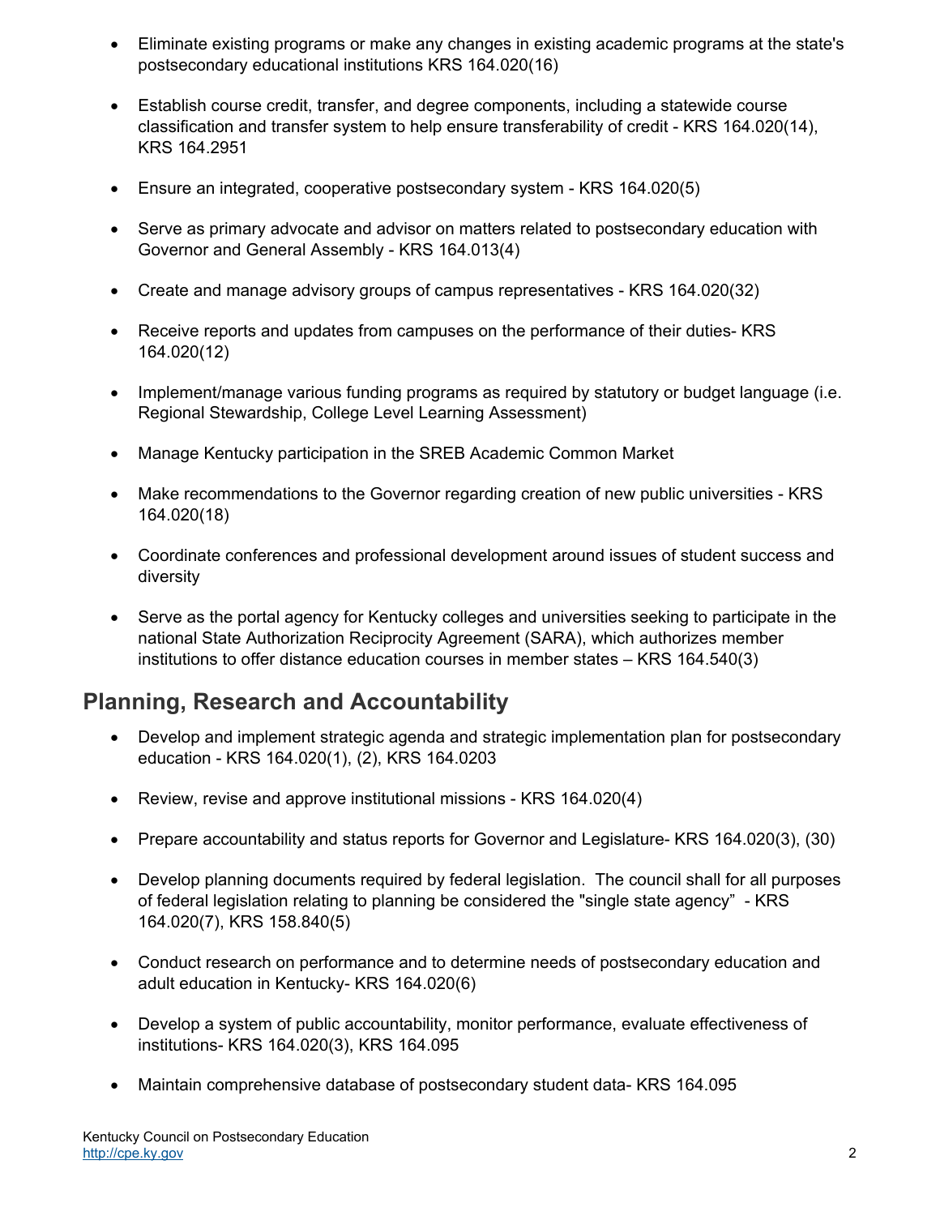- Eliminate existing programs or make any changes in existing academic programs at the state's postsecondary educational institutions KRS 164.020(16)

- Establish course credit, transfer, and degree components, including a statewide course classification and transfer system to help ensure transferability of credit - KRS 164.020(14), KRS 164.2951

- Ensure an integrated, cooperative postsecondary system - KRS 164.020(5)

- Serve as primary advocate and advisor on matters related to postsecondary education with Governor and General Assembly - KRS 164.013(4)

- Create and manage advisory groups of campus representatives - KRS 164.020(32)

- Receive reports and updates from campuses on the performance of their duties- KRS 164.020(12)

- Implement/manage various funding programs as required by statutory or budget language (i.e. Regional Stewardship, College Level Learning Assessment)

- Manage Kentucky participation in the SREB Academic Common Market

- Make recommendations to the Governor regarding creation of new public universities - KRS 164.020(18)

- Coordinate conferences and professional development around issues of student success and diversity

- Serve as the portal agency for Kentucky colleges and universities seeking to participate in the national State Authorization Reciprocity Agreement (SARA), which authorizes member institutions to offer distance education courses in member states – KRS 164.540(3)

## Planning, Research and Accountability

- Develop and implement strategic agenda and strategic implementation plan for postsecondary education - KRS 164.020(1), (2), KRS 164.0203

- Review, revise and approve institutional missions - KRS 164.020(4)

- Prepare accountability and status reports for Governor and Legislature- KRS 164.020(3), (30)

- Develop planning documents required by federal legislation. The council shall for all purposes of federal legislation relating to planning be considered the "single state agency" - KRS 164.020(7), KRS 158.840(5)

- Conduct research on performance and to determine needs of postsecondary education and adult education in Kentucky- KRS 164.020(6)

- Develop a system of public accountability, monitor performance, evaluate effectiveness of institutions- KRS 164.020(3), KRS 164.095

- Maintain comprehensive database of postsecondary student data- KRS 164.095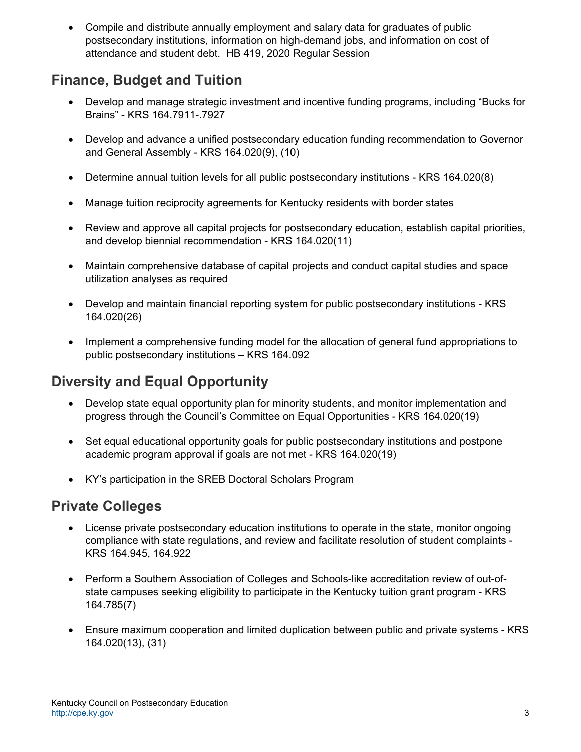- Compile and distribute annually employment and salary data for graduates of public postsecondary institutions, information on high-demand jobs, and information on cost of attendance and student debt. HB 419, 2020 Regular Session

## Finance, Budget and Tuition

- Develop and manage strategic investment and incentive funding programs, including “Bucks for Brains” - KRS 164.7911-.7927
- Develop and advance a unified postsecondary education funding recommendation to Governor and General Assembly - KRS 164.020(9), (10)
- Determine annual tuition levels for all public postsecondary institutions - KRS 164.020(8)
- Manage tuition reciprocity agreements for Kentucky residents with border states
- Review and approve all capital projects for postsecondary education, establish capital priorities, and develop biennial recommendation - KRS 164.020(11)
- Maintain comprehensive database of capital projects and conduct capital studies and space utilization analyses as required
- Develop and maintain financial reporting system for public postsecondary institutions - KRS 164.020(26)
- Implement a comprehensive funding model for the allocation of general fund appropriations to public postsecondary institutions – KRS 164.092

## Diversity and Equal Opportunity

- Develop state equal opportunity plan for minority students, and monitor implementation and progress through the Council’s Committee on Equal Opportunities - KRS 164.020(19)
- Set equal educational opportunity goals for public postsecondary institutions and postpone academic program approval if goals are not met - KRS 164.020(19)
- KY’s participation in the SREB Doctoral Scholars Program

## Private Colleges

- License private postsecondary education institutions to operate in the state, monitor ongoing compliance with state regulations, and review and facilitate resolution of student complaints - KRS 164.945, 164.922
- Perform a Southern Association of Colleges and Schools-like accreditation review of out-of-state campuses seeking eligibility to participate in the Kentucky tuition grant program - KRS 164.785(7)
- Ensure maximum cooperation and limited duplication between public and private systems - KRS 164.020(13), (31)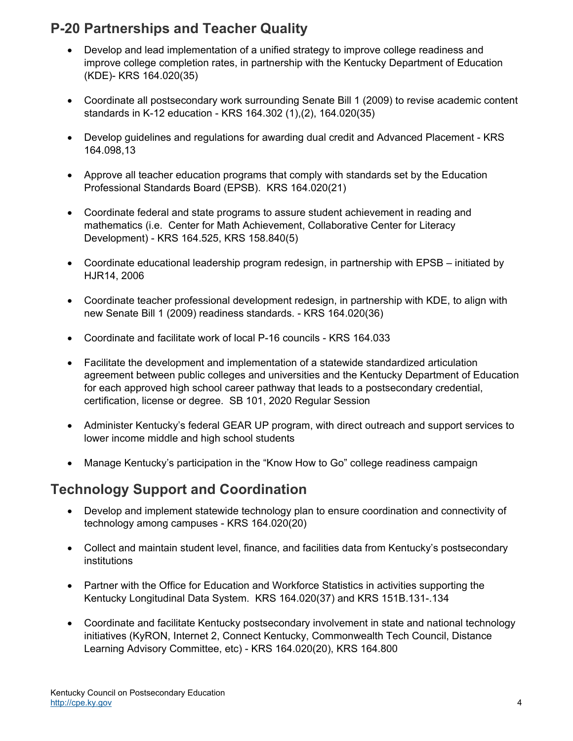## P-20 Partnerships and Teacher Quality

- Develop and lead implementation of a unified strategy to improve college readiness and improve college completion rates, in partnership with the Kentucky Department of Education (KDE)- KRS 164.020(35)

- Coordinate all postsecondary work surrounding Senate Bill 1 (2009) to revise academic content standards in K-12 education - KRS 164.302 (1),(2), 164.020(35)

- Develop guidelines and regulations for awarding dual credit and Advanced Placement - KRS 164.098,13

- Approve all teacher education programs that comply with standards set by the Education Professional Standards Board (EPSB). KRS 164.020(21)

- Coordinate federal and state programs to assure student achievement in reading and mathematics (i.e. Center for Math Achievement, Collaborative Center for Literacy Development) - KRS 164.525, KRS 158.840(5)

- Coordinate educational leadership program redesign, in partnership with EPSB – initiated by HJR14, 2006

- Coordinate teacher professional development redesign, in partnership with KDE, to align with new Senate Bill 1 (2009) readiness standards. - KRS 164.020(36)

- Coordinate and facilitate work of local P-16 councils - KRS 164.033

- Facilitate the development and implementation of a statewide standardized articulation agreement between public colleges and universities and the Kentucky Department of Education for each approved high school career pathway that leads to a postsecondary credential, certification, license or degree. SB 101, 2020 Regular Session

- Administer Kentucky's federal GEAR UP program, with direct outreach and support services to lower income middle and high school students

- Manage Kentucky's participation in the "Know How to Go" college readiness campaign

## Technology Support and Coordination

- Develop and implement statewide technology plan to ensure coordination and connectivity of technology among campuses - KRS 164.020(20)

- Collect and maintain student level, finance, and facilities data from Kentucky's postsecondary institutions

- Partner with the Office for Education and Workforce Statistics in activities supporting the Kentucky Longitudinal Data System. KRS 164.020(37) and KRS 151B.131-.134

- Coordinate and facilitate Kentucky postsecondary involvement in state and national technology initiatives (KyRON, Internet 2, Connect Kentucky, Commonwealth Tech Council, Distance Learning Advisory Committee, etc) - KRS 164.020(20), KRS 164.800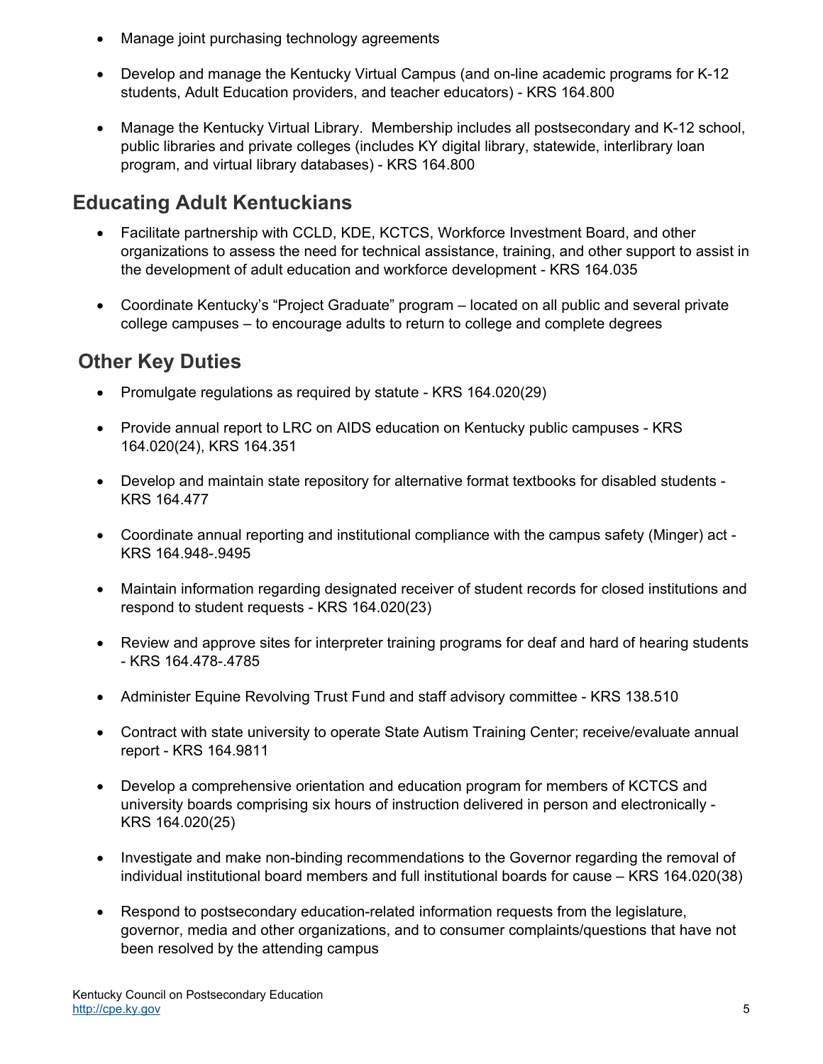- Manage joint purchasing technology agreements

- Develop and manage the Kentucky Virtual Campus (and on-line academic programs for K-12 students, Adult Education providers, and teacher educators) - KRS 164.800

- Manage the Kentucky Virtual Library. Membership includes all postsecondary and K-12 school, public libraries and private colleges (includes KY digital library, statewide, interlibrary loan program, and virtual library databases) - KRS 164.800

## Educating Adult Kentuckians

- Facilitate partnership with CCLD, KDE, KCTCS, Workforce Investment Board, and other organizations to assess the need for technical assistance, training, and other support to assist in the development of adult education and workforce development - KRS 164.035

- Coordinate Kentucky's "Project Graduate" program – located on all public and several private college campuses – to encourage adults to return to college and complete degrees

## Other Key Duties

- Promulgate regulations as required by statute - KRS 164.020(29)

- Provide annual report to LRC on AIDS education on Kentucky public campuses - KRS 164.020(24), KRS 164.351

- Develop and maintain state repository for alternative format textbooks for disabled students - KRS 164.477

- Coordinate annual reporting and institutional compliance with the campus safety (Minger) act - KRS 164.948-.9495

- Maintain information regarding designated receiver of student records for closed institutions and respond to student requests - KRS 164.020(23)

- Review and approve sites for interpreter training programs for deaf and hard of hearing students - KRS 164.478-.4785

- Administer Equine Revolving Trust Fund and staff advisory committee - KRS 138.510

- Contract with state university to operate State Autism Training Center; receive/evaluate annual report - KRS 164.9811

- Develop a comprehensive orientation and education program for members of KCTCS and university boards comprising six hours of instruction delivered in person and electronically - KRS 164.020(25)

- Investigate and make non-binding recommendations to the Governor regarding the removal of individual institutional board members and full institutional boards for cause – KRS 164.020(38)

- Respond to postsecondary education-related information requests from the legislature, governor, media and other organizations, and to consumer complaints/questions that have not been resolved by the attending campus